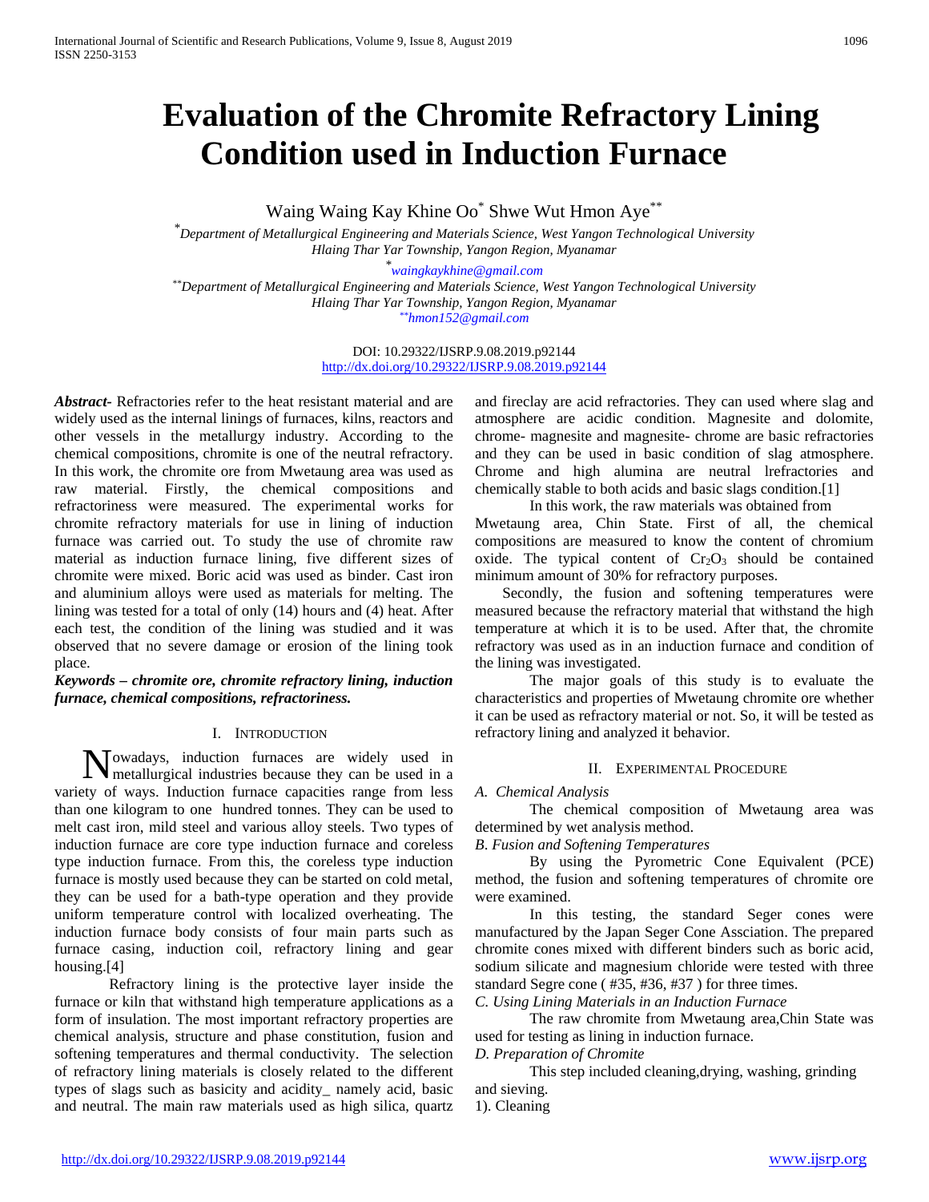# Evaluation of the Chromite Refractory Lining Condition used in Induction Furnace

Waing Waing Kay Khine Oo[*] Shwe Wut Hmon Aye[**]

[*]*Department of Metallurgical Engineering and Materials Science, West Yangon Technological University Hlaing Thar Yar Township, Yangon Region, Myanamar*

[*]*waingkaykhine@gmail.com*

[**]*Department of Metallurgical Engineering and Materials Science, West Yangon Technological University Hlaing Thar Yar Township, Yangon Region, Myanamar*

[**]*hmon152@gmail.com*

DOI: 10.29322/IJSRP.9.08.2019.p92144
http://dx.doi.org/10.29322/IJSRP.9.08.2019.p92144

***Abstract-*** Refractories refer to the heat resistant material and are widely used as the internal linings of furnaces, kilns, reactors and other vessels in the metallurgy industry. According to the chemical compositions, chromite is one of the neutral refractory. In this work, the chromite ore from Mwetaung area was used as raw material. Firstly, the chemical compositions and refractoriness were measured. The experimental works for chromite refractory materials for use in lining of induction furnace was carried out. To study the use of chromite raw material as induction furnace lining, five different sizes of chromite were mixed. Boric acid was used as binder. Cast iron and aluminium alloys were used as materials for melting. The lining was tested for a total of only (14) hours and (4) heat. After each test, the condition of the lining was studied and it was observed that no severe damage or erosion of the lining took place.

***Keywords – chromite ore, chromite refractory lining, induction furnace, chemical compositions, refractoriness.***

## I. Introduction

Nowadays, induction furnaces are widely used in metallurgical industries because they can be used in a variety of ways. Induction furnace capacities range from less than one kilogram to one hundred tonnes. They can be used to melt cast iron, mild steel and various alloy steels. Two types of induction furnace are core type induction furnace and coreless type induction furnace. From this, the coreless type induction furnace is mostly used because they can be started on cold metal, they can be used for a bath-type operation and they provide uniform temperature control with localized overheating. The induction furnace body consists of four main parts such as furnace casing, induction coil, refractory lining and gear housing.[4]

Refractory lining is the protective layer inside the furnace or kiln that withstand high temperature applications as a form of insulation. The most important refractory properties are chemical analysis, structure and phase constitution, fusion and softening temperatures and thermal conductivity. The selection of refractory lining materials is closely related to the different types of slags such as basicity and acidity_ namely acid, basic and neutral. The main raw materials used as high silica, quartz and fireclay are acid refractories. They can used where slag and atmosphere are acidic condition. Magnesite and dolomite, chrome- magnesite and magnesite- chrome are basic refractories and they can be used in basic condition of slag atmosphere. Chrome and high alumina are neutral lrefractories and chemically stable to both acids and basic slags condition.[1]

In this work, the raw materials was obtained from Mwetaung area, Chin State. First of all, the chemical compositions are measured to know the content of chromium oxide. The typical content of $Cr_2O_3$ should be contained minimum amount of 30% for refractory purposes.

Secondly, the fusion and softening temperatures were measured because the refractory material that withstand the high temperature at which it is to be used. After that, the chromite refractory was used as in an induction furnace and condition of the lining was investigated.

The major goals of this study is to evaluate the characteristics and properties of Mwetaung chromite ore whether it can be used as refractory material or not. So, it will be tested as refractory lining and analyzed it behavior.

## II. Experimental Procedure

*A. Chemical Analysis*

The chemical composition of Mwetaung area was determined by wet analysis method.

*B. Fusion and Softening Temperatures*

By using the Pyrometric Cone Equivalent (PCE) method, the fusion and softening temperatures of chromite ore were examined.

In this testing, the standard Seger cones were manufactured by the Japan Seger Cone Assciation. The prepared chromite cones mixed with different binders such as boric acid, sodium silicate and magnesium chloride were tested with three standard Segre cone ( #35, #36, #37 ) for three times.

*C. Using Lining Materials in an Induction Furnace*

The raw chromite from Mwetaung area,Chin State was used for testing as lining in induction furnace.

*D. Preparation of Chromite*

This step included cleaning,drying, washing, grinding and sieving.

1). Cleaning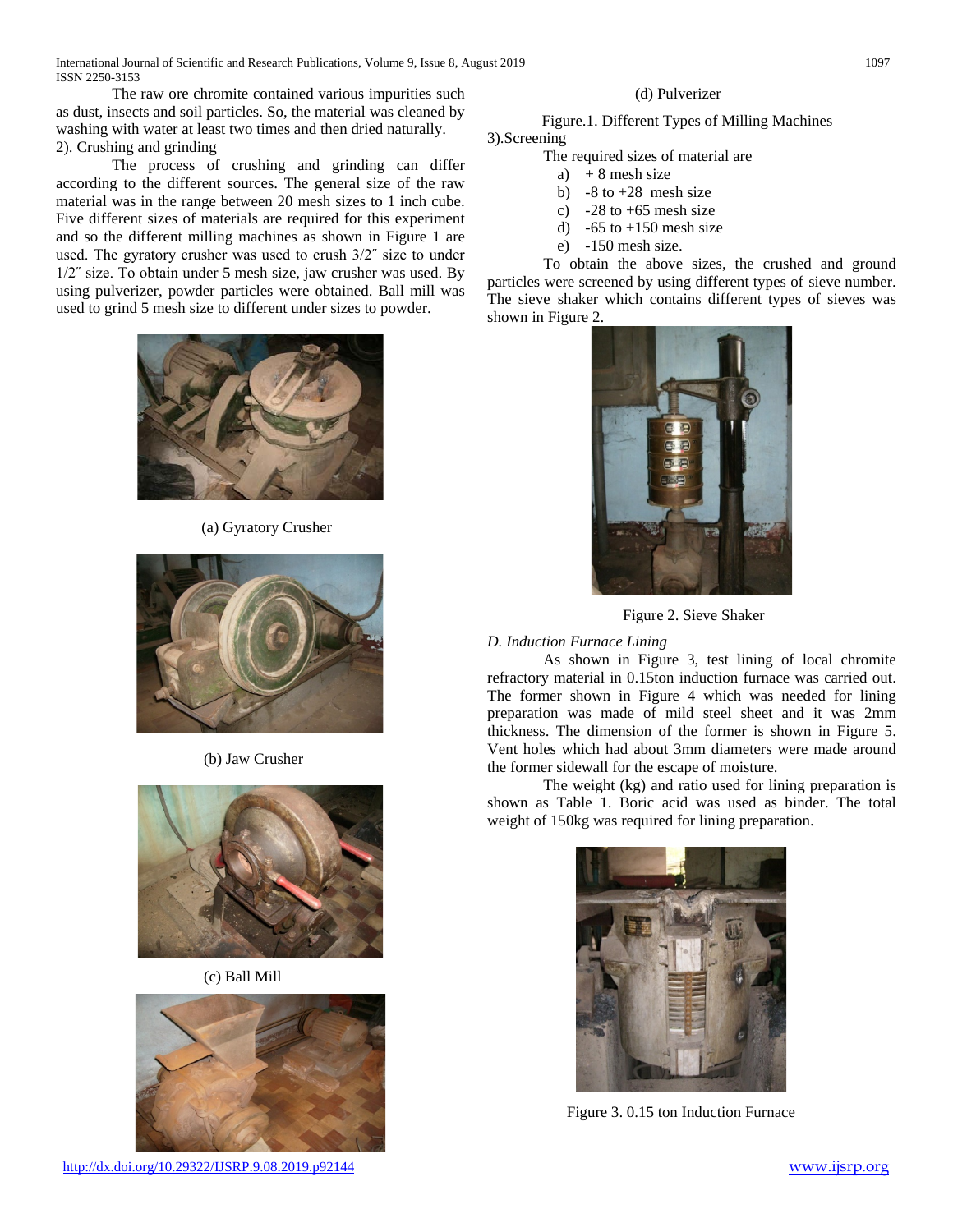The raw ore chromite contained various impurities such as dust, insects and soil particles. So, the material was cleaned by washing with water at least two times and then dried naturally.

2). Crushing and grinding

The process of crushing and grinding can differ according to the different sources. The general size of the raw material was in the range between 20 mesh sizes to 1 inch cube. Five different sizes of materials are required for this experiment and so the different milling machines as shown in Figure 1 are used. The gyratory crusher was used to crush 3/2″ size to under 1/2″ size. To obtain under 5 mesh size, jaw crusher was used. By using pulverizer, powder particles were obtained. Ball mill was used to grind 5 mesh size to different under sizes to powder.

(a) Gyratory Crusher

(b) Jaw Crusher

(c) Ball Mill

(d) Pulverizer

Figure.1. Different Types of Milling Machines

3).Screening

The required sizes of material are

a) + 8 mesh size
b) -8 to +28 mesh size
c) -28 to +65 mesh size
d) -65 to +150 mesh size
e) -150 mesh size.

To obtain the above sizes, the crushed and ground particles were screened by using different types of sieve number. The sieve shaker which contains different types of sieves was shown in Figure 2.

Figure 2. Sieve Shaker

*D. Induction Furnace Lining*

As shown in Figure 3, test lining of local chromite refractory material in 0.15ton induction furnace was carried out. The former shown in Figure 4 which was needed for lining preparation was made of mild steel sheet and it was 2mm thickness. The dimension of the former is shown in Figure 5. Vent holes which had about 3mm diameters were made around the former sidewall for the escape of moisture.

The weight (kg) and ratio used for lining preparation is shown as Table 1. Boric acid was used as binder. The total weight of 150kg was required for lining preparation.

Figure 3. 0.15 ton Induction Furnace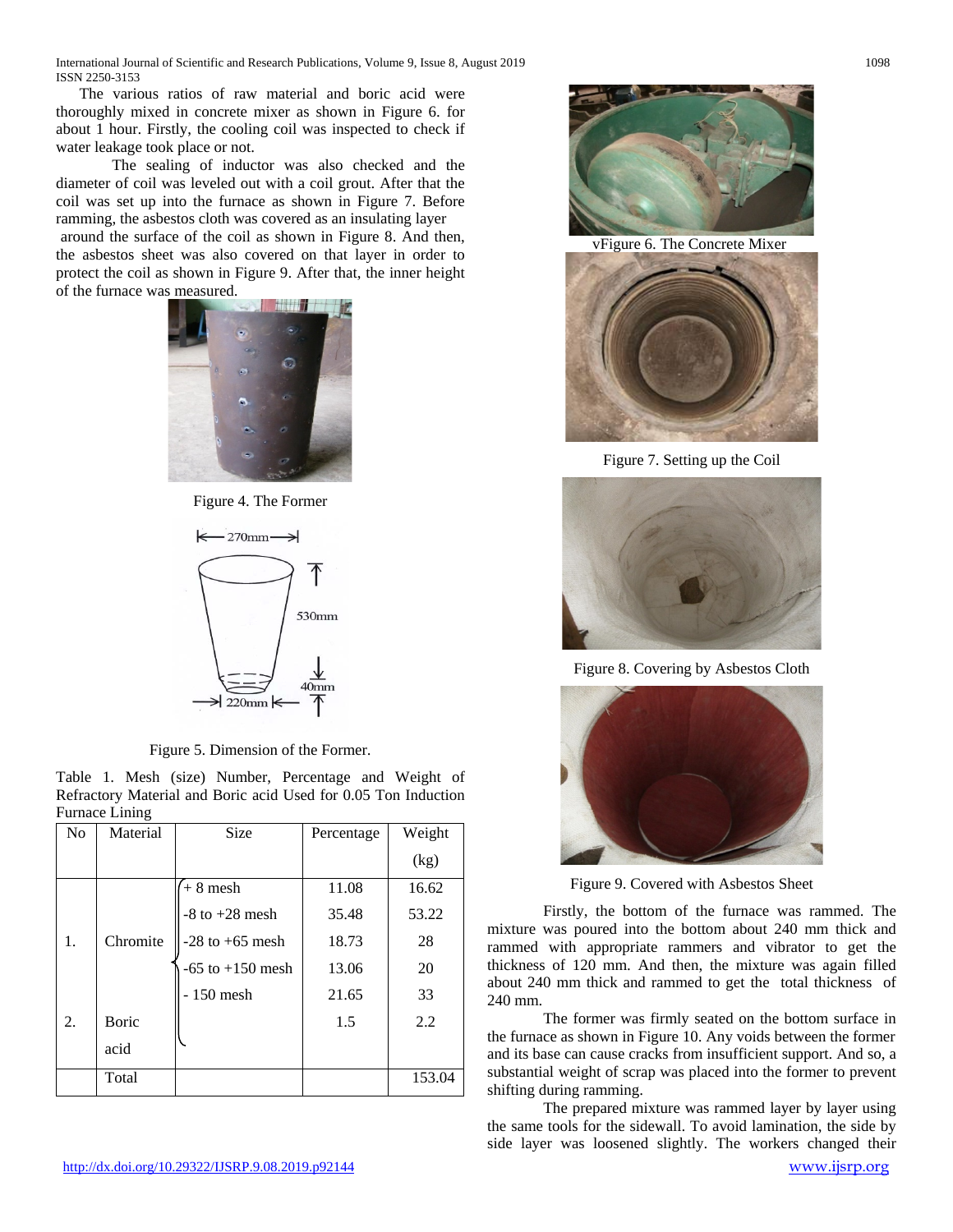The various ratios of raw material and boric acid were thoroughly mixed in concrete mixer as shown in Figure 6. for about 1 hour. Firstly, the cooling coil was inspected to check if water leakage took place or not.

The sealing of inductor was also checked and the diameter of coil was leveled out with a coil grout. After that the coil was set up into the furnace as shown in Figure 7. Before ramming, the asbestos cloth was covered as an insulating layer around the surface of the coil as shown in Figure 8. And then, the asbestos sheet was also covered on that layer in order to protect the coil as shown in Figure 9. After that, the inner height of the furnace was measured.

Figure 4. The Former

Figure 5. Dimension of the Former.

Table 1. Mesh (size) Number, Percentage and Weight of Refractory Material and Boric acid Used for 0.05 Ton Induction Furnace Lining

| No | Material | Size | Percentage | Weight (kg) |
|---|---|---|---|---|
| 1. | Chromite | + 8 mesh | 11.08 | 16.62 |
| | | -8 to +28 mesh | 35.48 | 53.22 |
| | | -28 to +65 mesh | 18.73 | 28 |
| | | -65 to +150 mesh | 13.06 | 20 |
| | | - 150 mesh | 21.65 | 33 |
| 2. | Boric acid | | 1.5 | 2.2 |
| | Total | | | 153.04 |

vFigure 6. The Concrete Mixer

Figure 7. Setting up the Coil

Figure 8. Covering by Asbestos Cloth

Figure 9. Covered with Asbestos Sheet

Firstly, the bottom of the furnace was rammed. The mixture was poured into the bottom about 240 mm thick and rammed with appropriate rammers and vibrator to get the thickness of 120 mm. And then, the mixture was again filled about 240 mm thick and rammed to get the total thickness of 240 mm.

The former was firmly seated on the bottom surface in the furnace as shown in Figure 10. Any voids between the former and its base can cause cracks from insufficient support. And so, a substantial weight of scrap was placed into the former to prevent shifting during ramming.

The prepared mixture was rammed layer by layer using the same tools for the sidewall. To avoid lamination, the side by side layer was loosened slightly. The workers changed their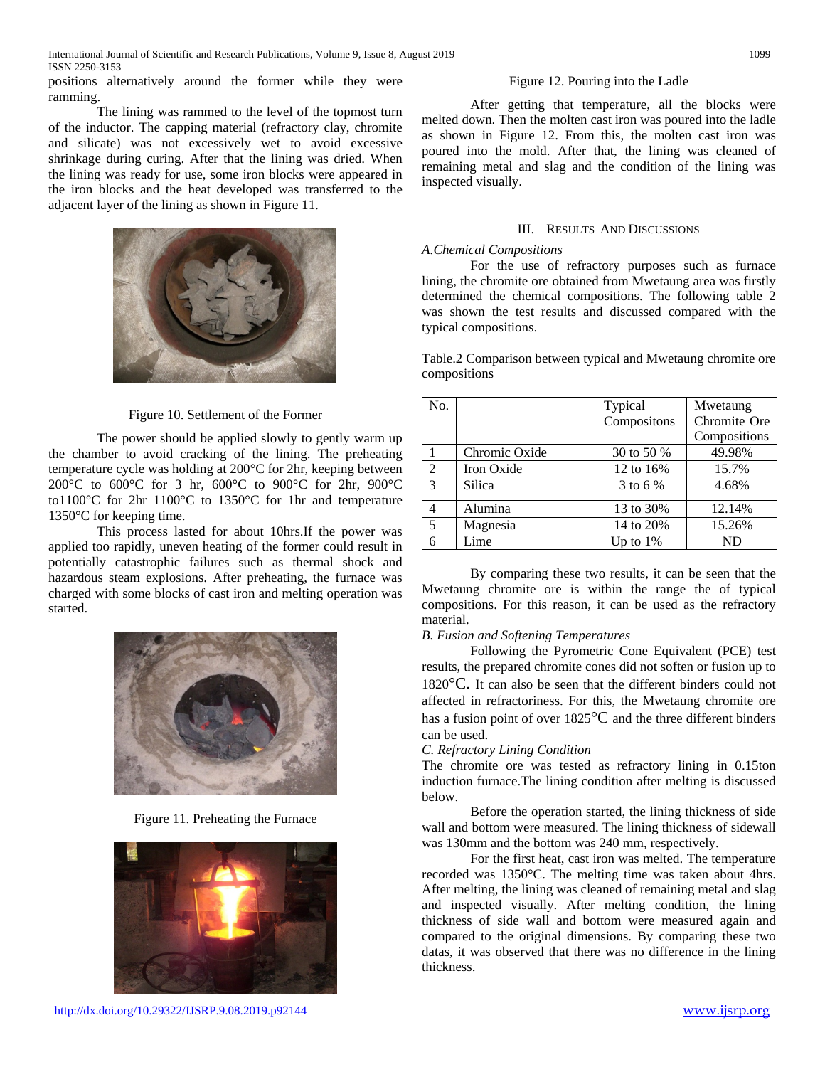positions alternatively around the former while they were ramming.

The lining was rammed to the level of the topmost turn of the inductor. The capping material (refractory clay, chromite and silicate) was not excessively wet to avoid excessive shrinkage during curing. After that the lining was dried. When the lining was ready for use, some iron blocks were appeared in the iron blocks and the heat developed was transferred to the adjacent layer of the lining as shown in Figure 11.

Figure 10. Settlement of the Former

The power should be applied slowly to gently warm up the chamber to avoid cracking of the lining. The preheating temperature cycle was holding at 200°C for 2hr, keeping between 200°C to 600°C for 3 hr, 600°C to 900°C for 2hr, 900°C to1100°C for 2hr 1100°C to 1350°C for 1hr and temperature 1350°C for keeping time.

This process lasted for about 10hrs.If the power was applied too rapidly, uneven heating of the former could result in potentially catastrophic failures such as thermal shock and hazardous steam explosions. After preheating, the furnace was charged with some blocks of cast iron and melting operation was started.

Figure 11. Preheating the Furnace

Figure 12. Pouring into the Ladle

After getting that temperature, all the blocks were melted down. Then the molten cast iron was poured into the ladle as shown in Figure 12. From this, the molten cast iron was poured into the mold. After that, the lining was cleaned of remaining metal and slag and the condition of the lining was inspected visually.

## III. Results And Discussions

### *A.Chemical Compositions*

For the use of refractory purposes such as furnace lining, the chromite ore obtained from Mwetaung area was firstly determined the chemical compositions. The following table 2 was shown the test results and discussed compared with the typical compositions.

Table.2 Comparison between typical and Mwetaung chromite ore compositions

| No. | | Typical Compositons | Mwetaung Chromite Ore Compositions |
|---|---|---|---|
| 1 | Chromic Oxide | 30 to 50 % | 49.98% |
| 2 | Iron Oxide | 12 to 16% | 15.7% |
| 3 | Silica | 3 to 6 % | 4.68% |
| 4 | Alumina | 13 to 30% | 12.14% |
| 5 | Magnesia | 14 to 20% | 15.26% |
| 6 | Lime | Up to 1% | ND |

By comparing these two results, it can be seen that the Mwetaung chromite ore is within the range the of typical compositions. For this reason, it can be used as the refractory material.

### *B. Fusion and Softening Temperatures*

Following the Pyrometric Cone Equivalent (PCE) test results, the prepared chromite cones did not soften or fusion up to 1820°C. It can also be seen that the different binders could not affected in refractoriness. For this, the Mwetaung chromite ore has a fusion point of over 1825°C and the three different binders can be used.

### *C. Refractory Lining Condition*

The chromite ore was tested as refractory lining in 0.15ton induction furnace.The lining condition after melting is discussed below.

Before the operation started, the lining thickness of side wall and bottom were measured. The lining thickness of sidewall was 130mm and the bottom was 240 mm, respectively.

For the first heat, cast iron was melted. The temperature recorded was 1350°C. The melting time was taken about 4hrs. After melting, the lining was cleaned of remaining metal and slag and inspected visually. After melting condition, the lining thickness of side wall and bottom were measured again and compared to the original dimensions. By comparing these two datas, it was observed that there was no difference in the lining thickness.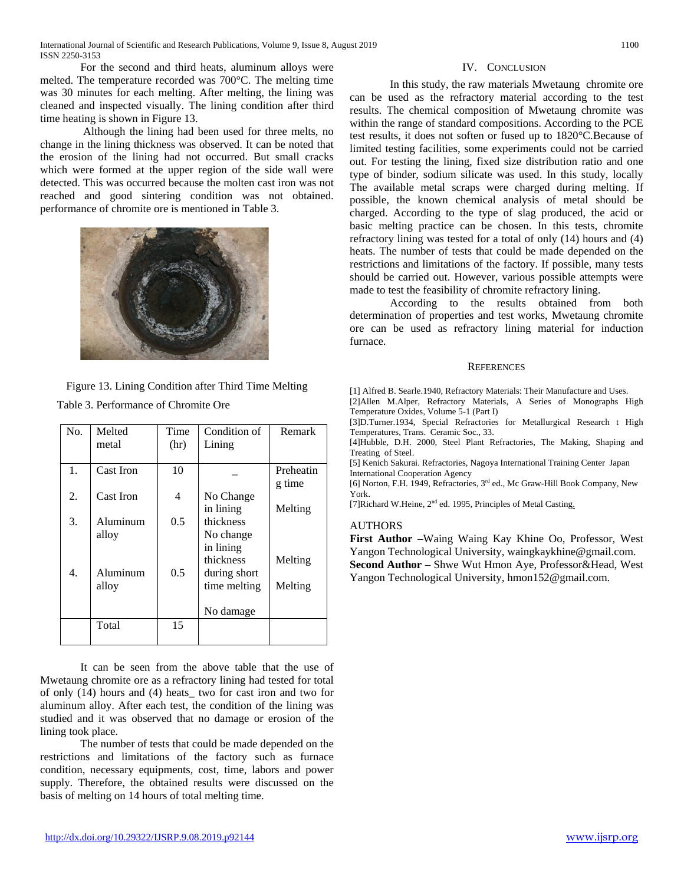For the second and third heats, aluminum alloys were melted. The temperature recorded was 700°C. The melting time was 30 minutes for each melting. After melting, the lining was cleaned and inspected visually. The lining condition after third time heating is shown in Figure 13.

Although the lining had been used for three melts, no change in the lining thickness was observed. It can be noted that the erosion of the lining had not occurred. But small cracks which were formed at the upper region of the side wall were detected. This was occurred because the molten cast iron was not reached and good sintering condition was not obtained. performance of chromite ore is mentioned in Table 3.

Figure 13. Lining Condition after Third Time Melting

Table 3. Performance of Chromite Ore

| No. | Melted metal | Time (hr) | Condition of Lining | Remark |
|---|---|---|---|---|
| 1. | Cast Iron | 10 | _ | Preheating time |
| 2. | Cast Iron | 4 | No Change in lining thickness | Melting |
| 3. | Aluminum alloy | 0.5 | No change in lining thickness during short time melting | Melting |
| 4. | Aluminum alloy | 0.5 | No damage | Melting |
| | Total | 15 | | |

It can be seen from the above table that the use of Mwetaung chromite ore as a refractory lining had tested for total of only (14) hours and (4) heats_ two for cast iron and two for aluminum alloy. After each test, the condition of the lining was studied and it was observed that no damage or erosion of the lining took place.

The number of tests that could be made depended on the restrictions and limitations of the factory such as furnace condition, necessary equipments, cost, time, labors and power supply. Therefore, the obtained results were discussed on the basis of melting on 14 hours of total melting time.

## IV. Conclusion

In this study, the raw materials Mwetaung chromite ore can be used as the refractory material according to the test results. The chemical composition of Mwetaung chromite was within the range of standard compositions. According to the PCE test results, it does not soften or fused up to 1820°C.Because of limited testing facilities, some experiments could not be carried out. For testing the lining, fixed size distribution ratio and one type of binder, sodium silicate was used. In this study, locally The available metal scraps were charged during melting. If possible, the known chemical analysis of metal should be charged. According to the type of slag produced, the acid or basic melting practice can be chosen. In this tests, chromite refractory lining was tested for a total of only (14) hours and (4) heats. The number of tests that could be made depended on the restrictions and limitations of the factory. If possible, many tests should be carried out. However, various possible attempts were made to test the feasibility of chromite refractory lining.

According to the results obtained from both determination of properties and test works, Mwetaung chromite ore can be used as refractory lining material for induction furnace.

## References

[1] Alfred B. Searle.1940, Refractory Materials: Their Manufacture and Uses.

[2]Allen M.Alper, Refractory Materials, A Series of Monographs High Temperature Oxides, Volume 5-1 (Part I)

[3]D.Turner.1934, Special Refractories for Metallurgical Research t High Temperatures, Trans. Ceramic Soc., 33.

[4]Hubble, D.H. 2000, Steel Plant Refractories, The Making, Shaping and Treating of Steel.

[5] Kenich Sakurai. Refractories, Nagoya International Training Center Japan International Cooperation Agency

[6] Norton, F.H. 1949, Refractories, 3rd ed., Mc Graw-Hill Book Company, New York.

[7]Richard W.Heine, 2nd ed. 1995, Principles of Metal Casting.

## Authors

**First Author** –Waing Waing Kay Khine Oo, Professor, West Yangon Technological University, waingkaykhine@gmail.com.

**Second Author** – Shwe Wut Hmon Aye, Professor&Head, West Yangon Technological University, hmon152@gmail.com.